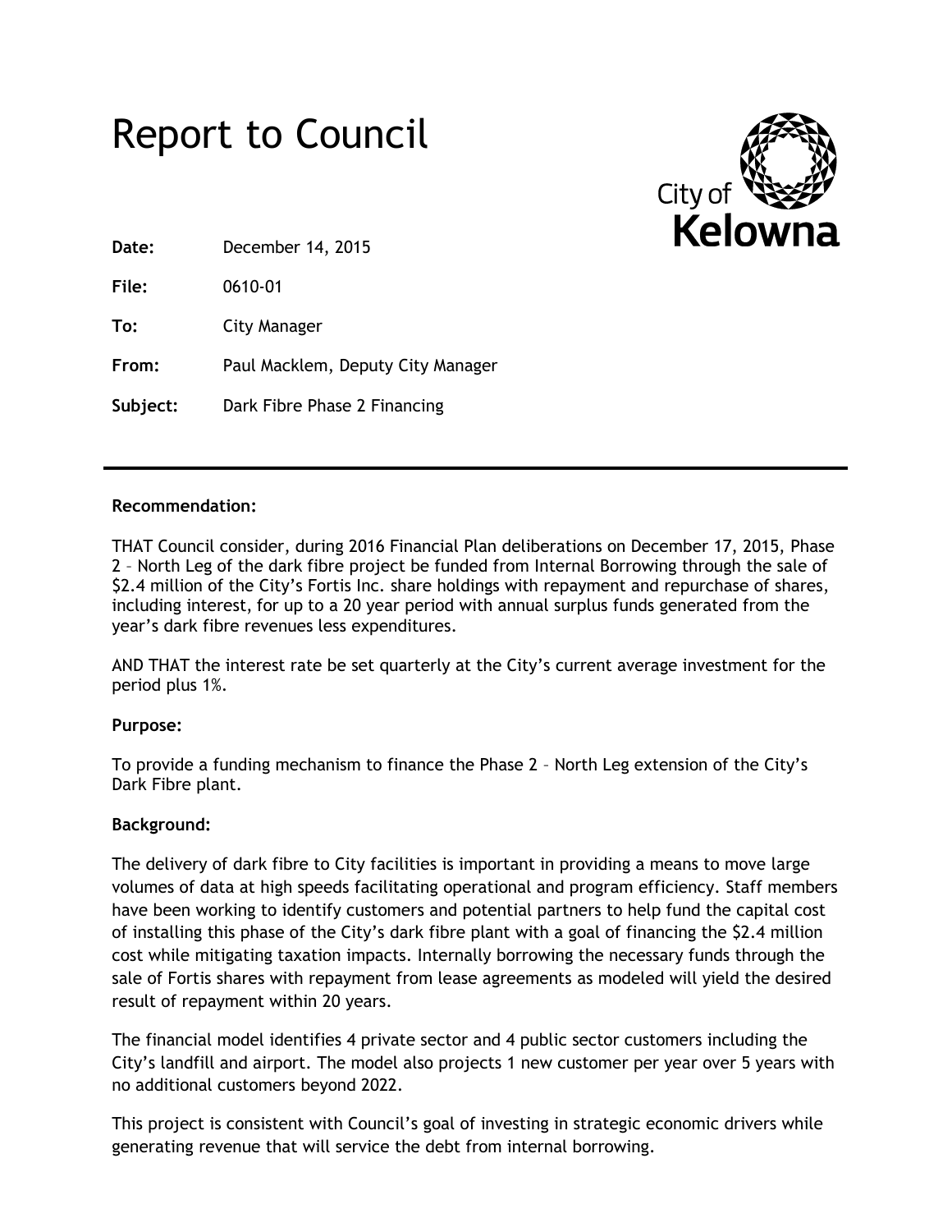# Report to Council

**Date:** December 14, 2015

**File:** 0610-01

**To:** City Manager

**From:** Paul Macklem, Deputy City Manager

**Subject:** Dark Fibre Phase 2 Financing

---

**Recommendation:**

THAT Council consider, during 2016 Financial Plan deliberations on December 17, 2015, Phase 2 – North Leg of the dark fibre project be funded from Internal Borrowing through the sale of $2.4 million of the City's Fortis Inc. share holdings with repayment and repurchase of shares, including interest, for up to a 20 year period with annual surplus funds generated from the year's dark fibre revenues less expenditures.

AND THAT the interest rate be set quarterly at the City's current average investment for the period plus 1%.

**Purpose:**

To provide a funding mechanism to finance the Phase 2 – North Leg extension of the City's Dark Fibre plant.

**Background:**

The delivery of dark fibre to City facilities is important in providing a means to move large volumes of data at high speeds facilitating operational and program efficiency. Staff members have been working to identify customers and potential partners to help fund the capital cost of installing this phase of the City's dark fibre plant with a goal of financing the $2.4 million cost while mitigating taxation impacts. Internally borrowing the necessary funds through the sale of Fortis shares with repayment from lease agreements as modeled will yield the desired result of repayment within 20 years.

The financial model identifies 4 private sector and 4 public sector customers including the City's landfill and airport. The model also projects 1 new customer per year over 5 years with no additional customers beyond 2022.

This project is consistent with Council's goal of investing in strategic economic drivers while generating revenue that will service the debt from internal borrowing.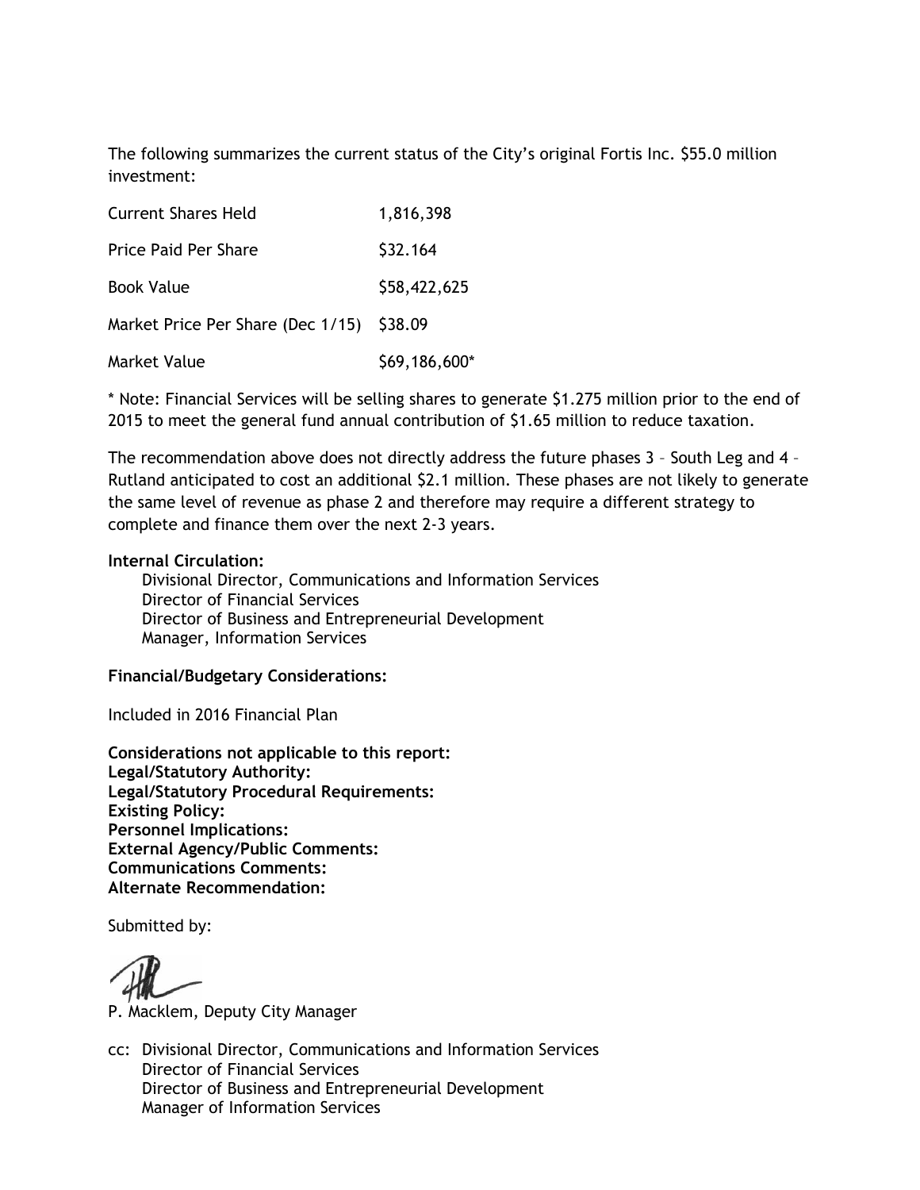The following summarizes the current status of the City's original Fortis Inc. $55.0 million investment:

| | |
|---|---|
| Current Shares Held | 1,816,398 |
| Price Paid Per Share | $32.164 |
| Book Value | $58,422,625 |
| Market Price Per Share (Dec 1/15) | $38.09 |
| Market Value | $69,186,600* |

* Note: Financial Services will be selling shares to generate $1.275 million prior to the end of 2015 to meet the general fund annual contribution of $1.65 million to reduce taxation.

The recommendation above does not directly address the future phases 3 – South Leg and 4 – Rutland anticipated to cost an additional $2.1 million. These phases are not likely to generate the same level of revenue as phase 2 and therefore may require a different strategy to complete and finance them over the next 2-3 years.

**Internal Circulation:**
Divisional Director, Communications and Information Services
Director of Financial Services
Director of Business and Entrepreneurial Development
Manager, Information Services

**Financial/Budgetary Considerations:**

Included in 2016 Financial Plan

**Considerations not applicable to this report:**
**Legal/Statutory Authority:**
**Legal/Statutory Procedural Requirements:**
**Existing Policy:**
**Personnel Implications:**
**External Agency/Public Comments:**
**Communications Comments:**
**Alternate Recommendation:**

Submitted by:

P. Macklem, Deputy City Manager

cc: Divisional Director, Communications and Information Services
Director of Financial Services
Director of Business and Entrepreneurial Development
Manager of Information Services